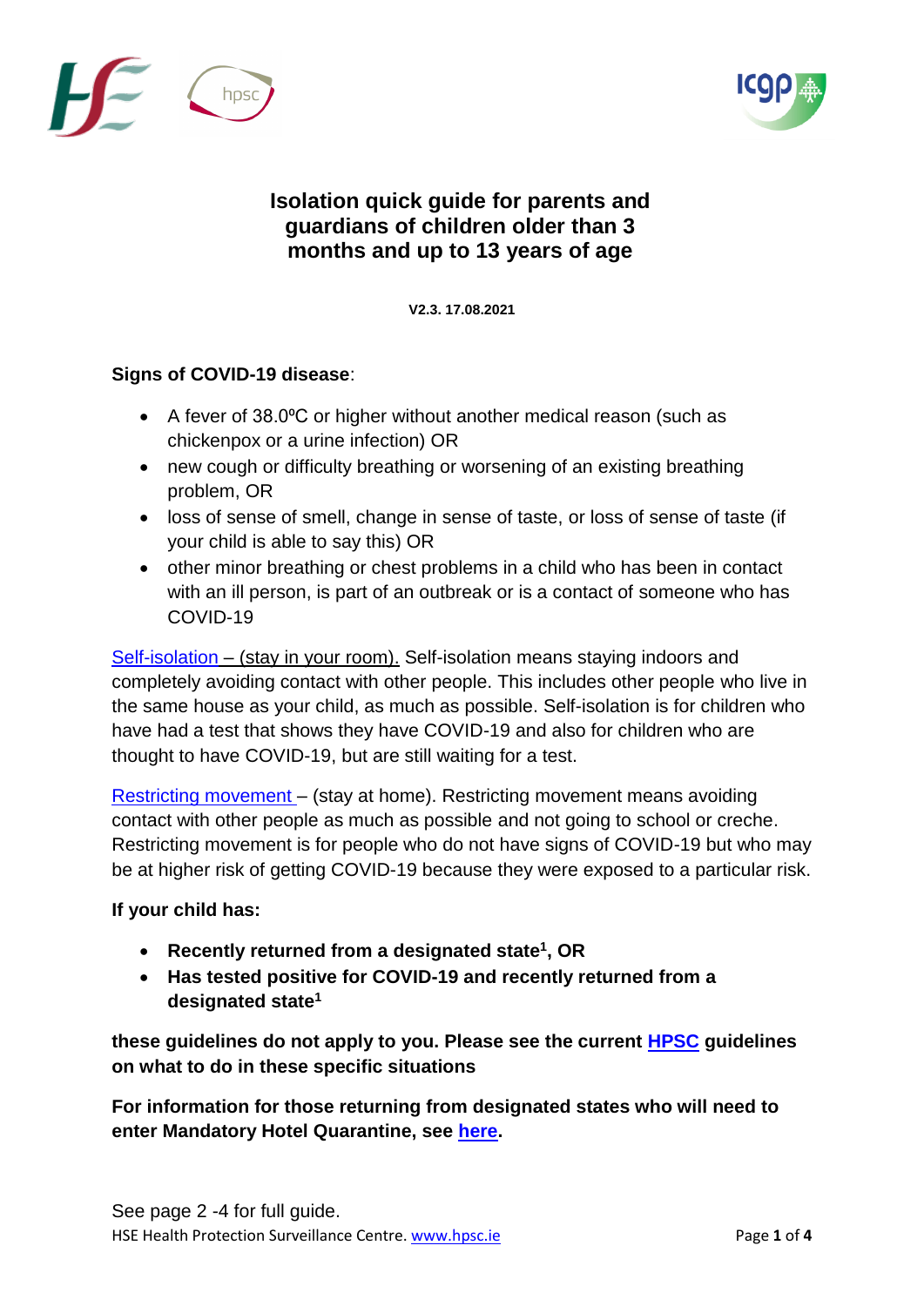# Isolation quick guide for parents and guardians of children older than 3 months and up to 13 years of age

**V2.3. 17.08.2021**

**Signs of COVID-19 disease**:

- A fever of 38.0ºC or higher without another medical reason (such as chickenpox or a urine infection) OR
- new cough or difficulty breathing or worsening of an existing breathing problem, OR
- loss of sense of smell, change in sense of taste, or loss of sense of taste (if your child is able to say this) OR
- other minor breathing or chest problems in a child who has been in contact with an ill person, is part of an outbreak or is a contact of someone who has COVID-19

Self-isolation – (stay in your room). Self-isolation means staying indoors and completely avoiding contact with other people. This includes other people who live in the same house as your child, as much as possible. Self-isolation is for children who have had a test that shows they have COVID-19 and also for children who are thought to have COVID-19, but are still waiting for a test.

Restricting movement – (stay at home). Restricting movement means avoiding contact with other people as much as possible and not going to school or creche. Restricting movement is for people who do not have signs of COVID-19 but who may be at higher risk of getting COVID-19 because they were exposed to a particular risk.

**If your child has:**

- **Recently returned from a designated state[1], OR**
- **Has tested positive for COVID-19 and recently returned from a designated state[1]**

**these guidelines do not apply to you. Please see the current HPSC guidelines on what to do in these specific situations**

**For information for those returning from designated states who will need to enter Mandatory Hotel Quarantine, see here.**

See page 2 -4 for full guide.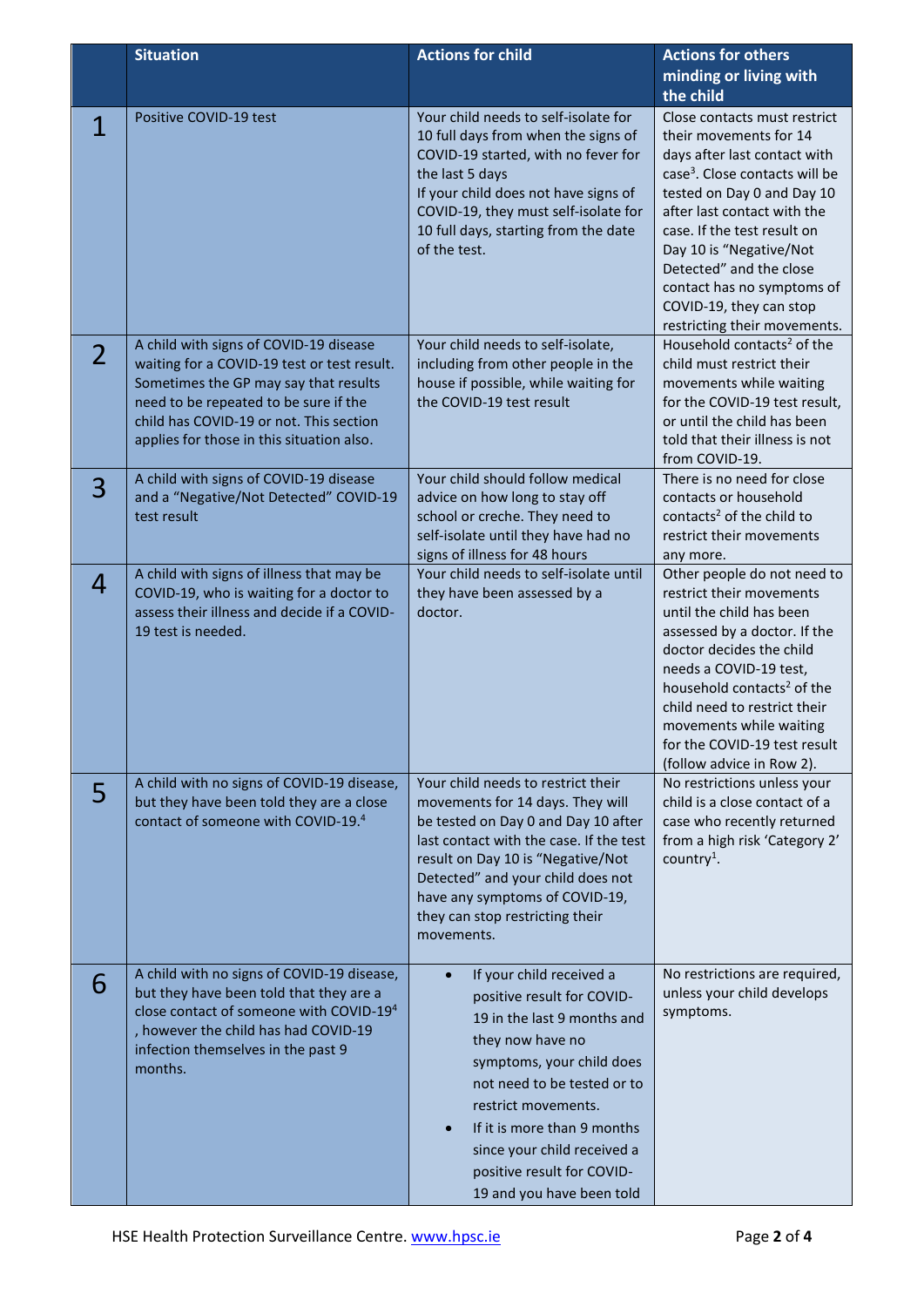| | Situation | Actions for child | Actions for others minding or living with the child |
|---|---|---|---|
| 1 | Positive COVID-19 test | Your child needs to self-isolate for 10 full days from when the signs of COVID-19 started, with no fever for the last 5 days<br>If your child does not have signs of COVID-19, they must self-isolate for 10 full days, starting from the date of the test. | Close contacts must restrict their movements for 14 days after last contact with case[3]. Close contacts will be tested on Day 0 and Day 10 after last contact with the case. If the test result on Day 10 is "Negative/Not Detected" and the close contact has no symptoms of COVID-19, they can stop restricting their movements. |
| 2 | A child with signs of COVID-19 disease waiting for a COVID-19 test or test result. Sometimes the GP may say that results need to be repeated to be sure if the child has COVID-19 or not. This section applies for those in this situation also. | Your child needs to self-isolate, including from other people in the house if possible, while waiting for the COVID-19 test result | Household contacts[2] of the child must restrict their movements while waiting for the COVID-19 test result, or until the child has been told that their illness is not from COVID-19. |
| 3 | A child with signs of COVID-19 disease and a "Negative/Not Detected" COVID-19 test result | Your child should follow medical advice on how long to stay off school or creche. They need to self-isolate until they have had no signs of illness for 48 hours | There is no need for close contacts or household contacts[2] of the child to restrict their movements any more. |
| 4 | A child with signs of illness that may be COVID-19, who is waiting for a doctor to assess their illness and decide if a COVID-19 test is needed. | Your child needs to self-isolate until they have been assessed by a doctor. | Other people do not need to restrict their movements until the child has been assessed by a doctor. If the doctor decides the child needs a COVID-19 test, household contacts[2] of the child need to restrict their movements while waiting for the COVID-19 test result (follow advice in Row 2). |
| 5 | A child with no signs of COVID-19 disease, but they have been told they are a close contact of someone with COVID-19.[4] | Your child needs to restrict their movements for 14 days. They will be tested on Day 0 and Day 10 after last contact with the case. If the test result on Day 10 is "Negative/Not Detected" and your child does not have any symptoms of COVID-19, they can stop restricting their movements. | No restrictions unless your child is a close contact of a case who recently returned from a high risk 'Category 2' country[1]. |
| 6 | A child with no signs of COVID-19 disease, but they have been told that they are a close contact of someone with COVID-19[4], however the child has had COVID-19 infection themselves in the past 9 months. | • If your child received a positive result for COVID-19 in the last 9 months and they now have no symptoms, your child does not need to be tested or to restrict movements.<br>• If it is more than 9 months since your child received a positive result for COVID-19 and you have been told | No restrictions are required, unless your child develops symptoms. |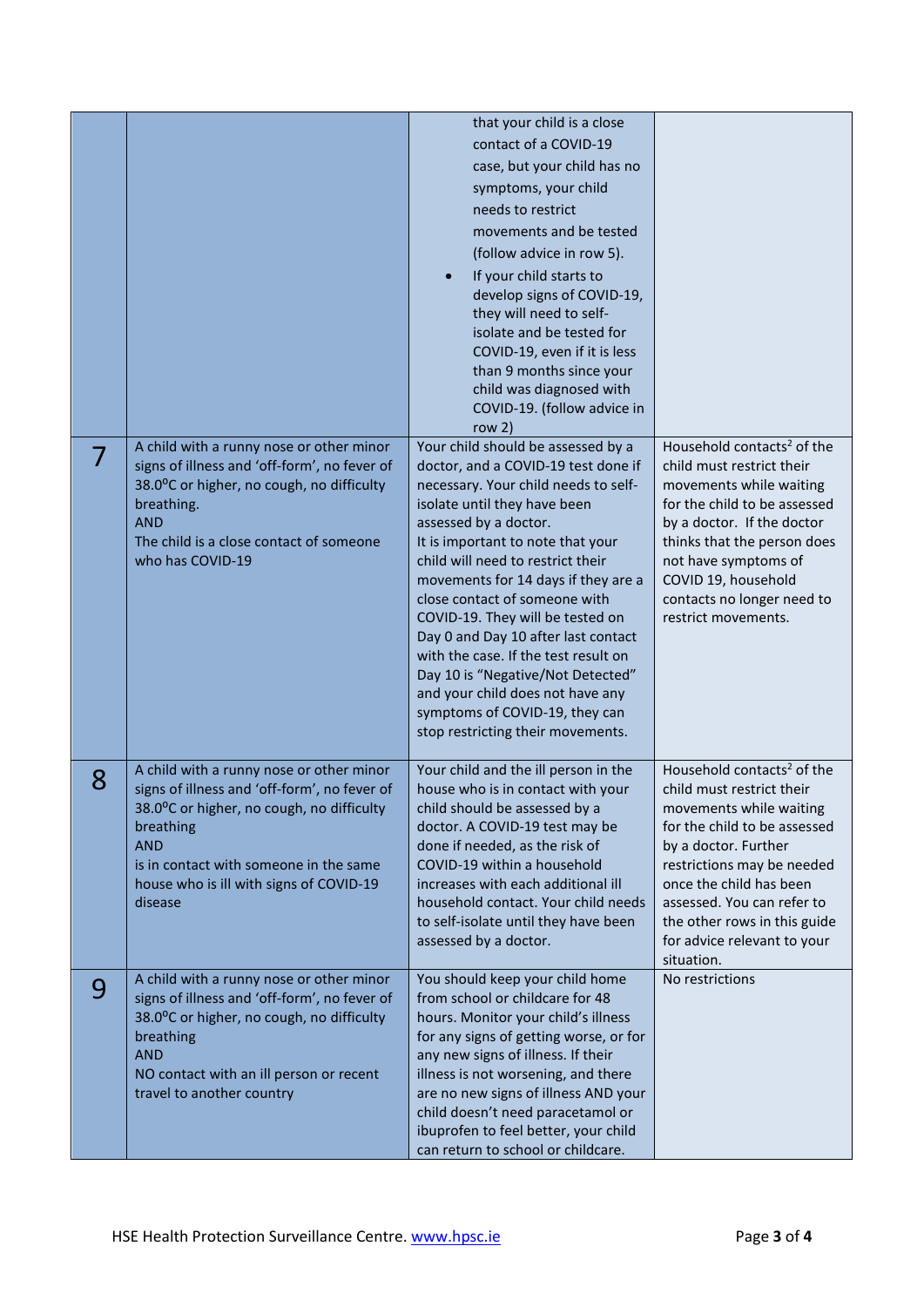|   |   |   |   |
|---|---|---|---|
|   |   | that your child is a close contact of a COVID-19 case, but your child has no symptoms, your child needs to restrict movements and be tested (follow advice in row 5).<br>• If your child starts to develop signs of COVID-19, they will need to self-isolate and be tested for COVID-19, even if it is less than 9 months since your child was diagnosed with COVID-19. (follow advice in row 2) |   |
| 7 | A child with a runny nose or other minor signs of illness and 'off-form', no fever of 38.0⁰C or higher, no cough, no difficulty breathing.<br>AND<br>The child is a close contact of someone who has COVID-19 | Your child should be assessed by a doctor, and a COVID-19 test done if necessary. Your child needs to self-isolate until they have been assessed by a doctor.<br>It is important to note that your child will need to restrict their movements for 14 days if they are a close contact of someone with COVID-19. They will be tested on Day 0 and Day 10 after last contact with the case. If the test result on Day 10 is "Negative/Not Detected" and your child does not have any symptoms of COVID-19, they can stop restricting their movements. | Household contacts[2] of the child must restrict their movements while waiting for the child to be assessed by a doctor. If the doctor thinks that the person does not have symptoms of COVID 19, household contacts no longer need to restrict movements. |
| 8 | A child with a runny nose or other minor signs of illness and 'off-form', no fever of 38.0⁰C or higher, no cough, no difficulty breathing<br>AND<br>is in contact with someone in the same house who is ill with signs of COVID-19 disease | Your child and the ill person in the house who is in contact with your child should be assessed by a doctor. A COVID-19 test may be done if needed, as the risk of COVID-19 within a household increases with each additional ill household contact. Your child needs to self-isolate until they have been assessed by a doctor. | Household contacts[2] of the child must restrict their movements while waiting for the child to be assessed by a doctor. Further restrictions may be needed once the child has been assessed. You can refer to the other rows in this guide for advice relevant to your situation. |
| 9 | A child with a runny nose or other minor signs of illness and 'off-form', no fever of 38.0⁰C or higher, no cough, no difficulty breathing<br>AND<br>NO contact with an ill person or recent travel to another country | You should keep your child home from school or childcare for 48 hours. Monitor your child's illness for any signs of getting worse, or for any new signs of illness. If their illness is not worsening, and there are no new signs of illness AND your child doesn't need paracetamol or ibuprofen to feel better, your child can return to school or childcare. | No restrictions |

HSE Health Protection Surveillance Centre. www.hpsc.ie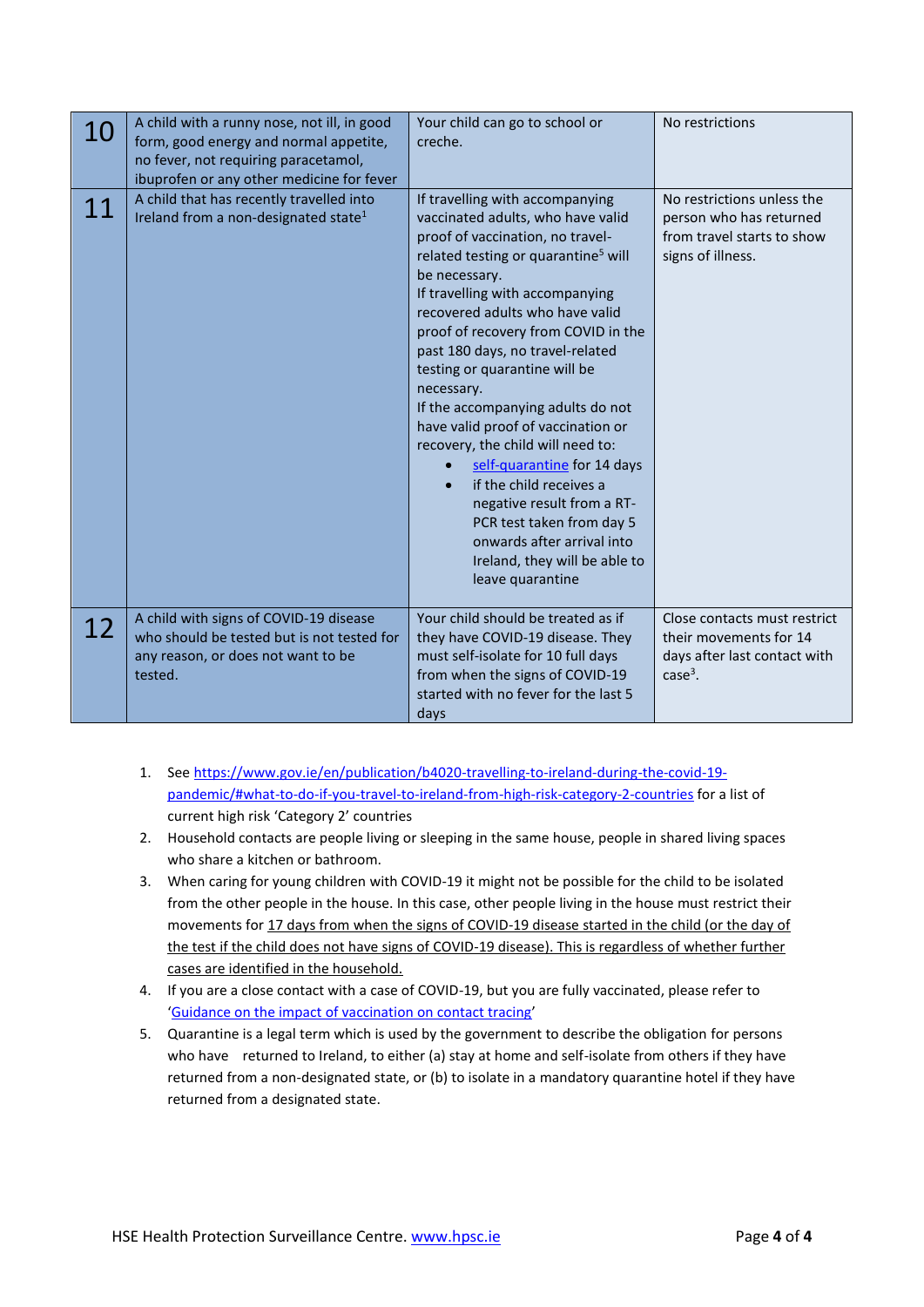| | | | |
|---|---|---|---|
| 10 | A child with a runny nose, not ill, in good form, good energy and normal appetite, no fever, not requiring paracetamol, ibuprofen or any other medicine for fever | Your child can go to school or creche. | No restrictions |
| 11 | A child that has recently travelled into Ireland from a non-designated state[1] | If travelling with accompanying vaccinated adults, who have valid proof of vaccination, no travel-related testing or quarantine[5] will be necessary.<br>If travelling with accompanying recovered adults who have valid proof of recovery from COVID in the past 180 days, no travel-related testing or quarantine will be necessary.<br>If the accompanying adults do not have valid proof of vaccination or recovery, the child will need to:<br>• self-quarantine for 14 days<br>• if the child receives a negative result from a RT-PCR test taken from day 5 onwards after arrival into Ireland, they will be able to leave quarantine | No restrictions unless the person who has returned from travel starts to show signs of illness. |
| 12 | A child with signs of COVID-19 disease who should be tested but is not tested for any reason, or does not want to be tested. | Your child should be treated as if they have COVID-19 disease. They must self-isolate for 10 full days from when the signs of COVID-19 started with no fever for the last 5 days | Close contacts must restrict their movements for 14 days after last contact with case[3]. |

1. See https://www.gov.ie/en/publication/b4020-travelling-to-ireland-during-the-covid-19-pandemic/#what-to-do-if-you-travel-to-ireland-from-high-risk-category-2-countries for a list of current high risk 'Category 2' countries
2. Household contacts are people living or sleeping in the same house, people in shared living spaces who share a kitchen or bathroom.
3. When caring for young children with COVID-19 it might not be possible for the child to be isolated from the other people in the house. In this case, other people living in the house must restrict their movements for 17 days from when the signs of COVID-19 disease started in the child (or the day of the test if the child does not have signs of COVID-19 disease). This is regardless of whether further cases are identified in the household.
4. If you are a close contact with a case of COVID-19, but you are fully vaccinated, please refer to 'Guidance on the impact of vaccination on contact tracing'
5. Quarantine is a legal term which is used by the government to describe the obligation for persons who have returned to Ireland, to either (a) stay at home and self-isolate from others if they have returned from a non-designated state, or (b) to isolate in a mandatory quarantine hotel if they have returned from a designated state.

HSE Health Protection Surveillance Centre. www.hpsc.ie